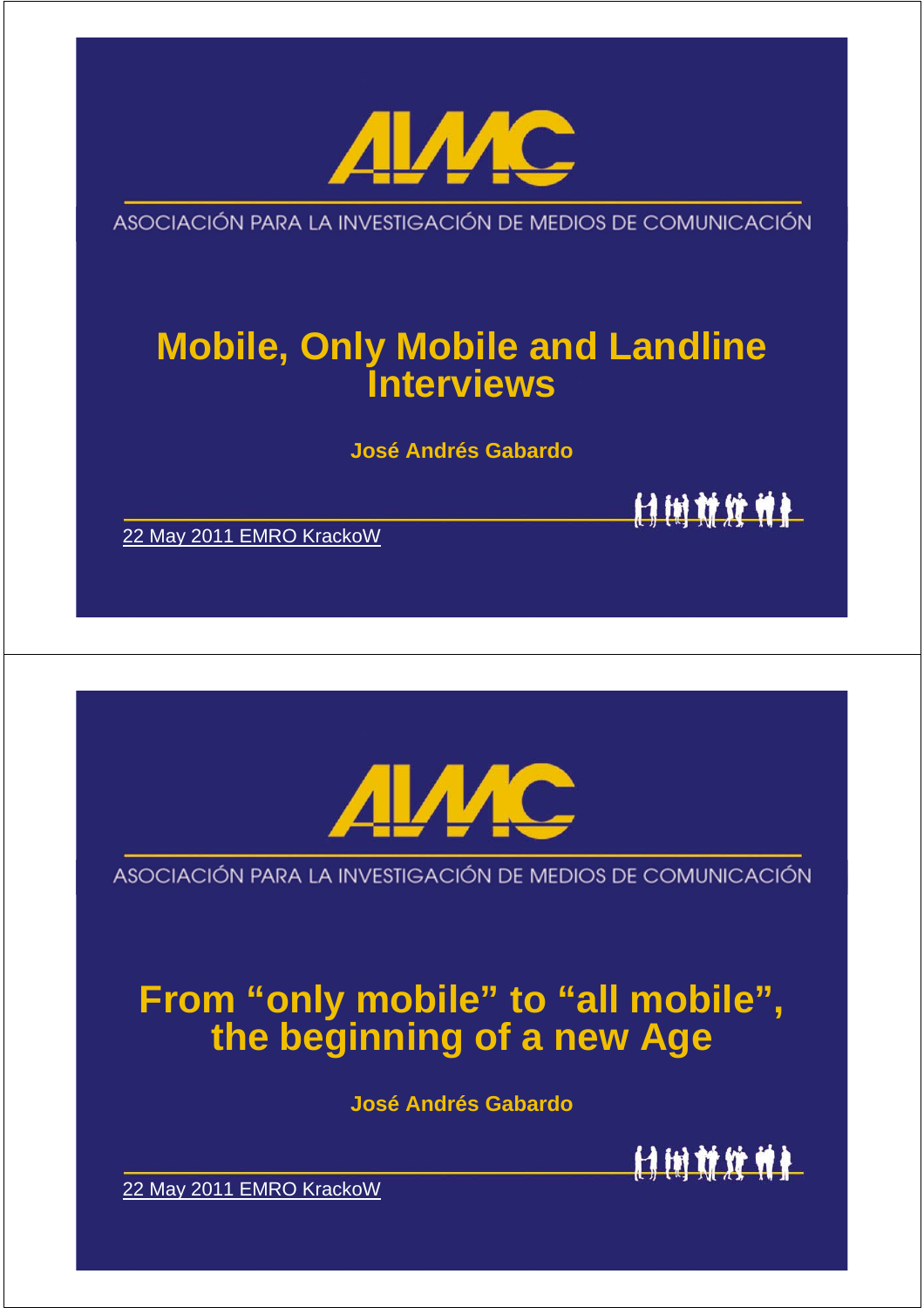AIMC

ASOCIACIÓN PARA LA INVESTIGACIÓN DE MEDIOS DE COMUNICACIÓN

# Mobile, Only Mobile and Landline Interviews

**José Andrés Gabardo**

22 May 2011 EMRO KrackoW

---

AIMC

ASOCIACIÓN PARA LA INVESTIGACIÓN DE MEDIOS DE COMUNICACIÓN

# From "only mobile" to "all mobile", the beginning of a new Age

**José Andrés Gabardo**

22 May 2011 EMRO KrackoW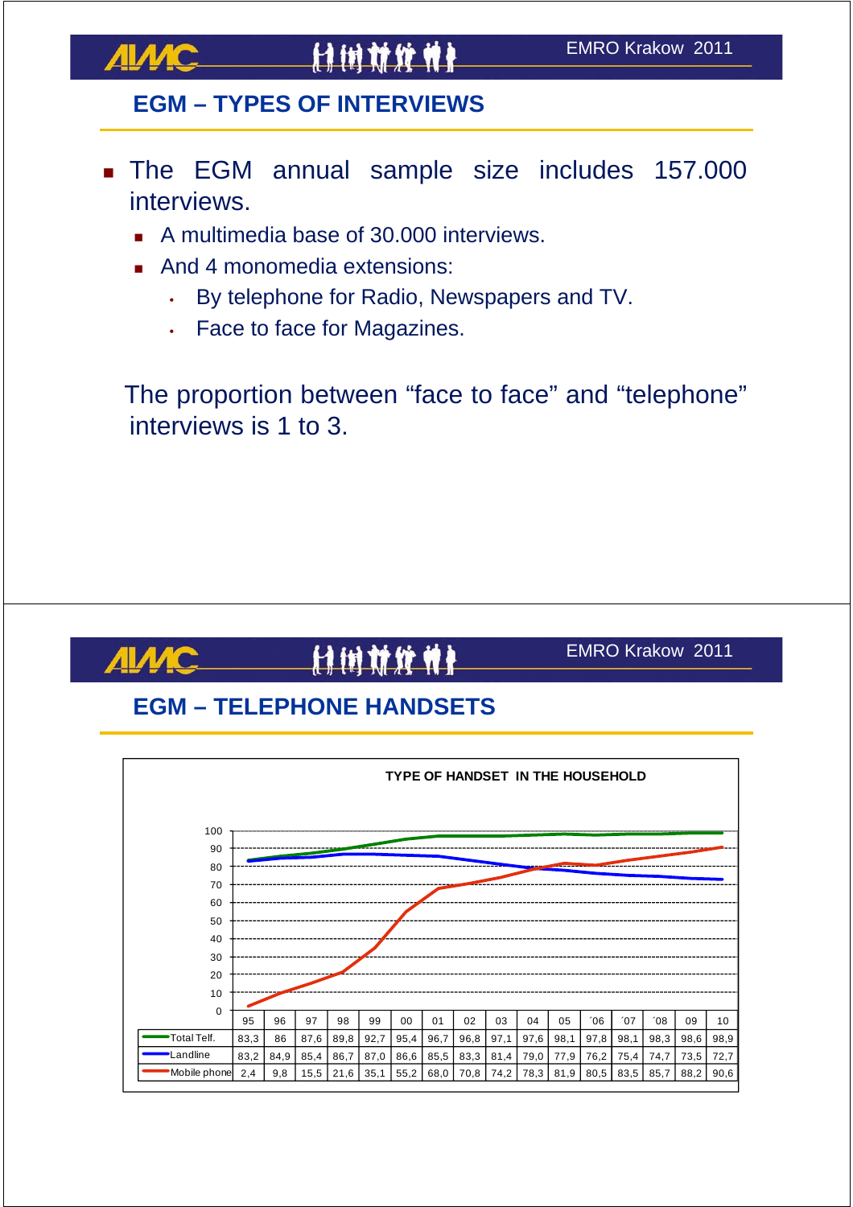## EGM – TYPES OF INTERVIEWS

- The EGM annual sample size includes 157.000 interviews.
  - A multimedia base of 30.000 interviews.
  - And 4 monomedia extensions:
    - By telephone for Radio, Newspapers and TV.
    - Face to face for Magazines.

The proportion between “face to face” and “telephone” interviews is 1 to 3.

## EGM – TELEPHONE HANDSETS

**TYPE OF HANDSET IN THE HOUSEHOLD**

| | 95 | 96 | 97 | 98 | 99 | 00 | 01 | 02 | 03 | 04 | 05 | ´06 | ´07 | ´08 | 09 | 10 |
|---|---|---|---|---|---|---|---|---|---|---|---|---|---|---|---|---|
| Total Telf. | 83,3 | 86 | 87,6 | 89,8 | 92,7 | 95,4 | 96,7 | 96,8 | 97,1 | 97,6 | 98,1 | 97,8 | 98,1 | 98,3 | 98,6 | 98,9 |
| Landline | 83,2 | 84,9 | 85,4 | 86,7 | 87,0 | 86,6 | 85,5 | 83,3 | 81,4 | 79,0 | 77,9 | 76,2 | 75,4 | 74,7 | 73,5 | 72,7 |
| Mobile phone | 2,4 | 9,8 | 15,5 | 21,6 | 35,1 | 55,2 | 68,0 | 70,8 | 74,2 | 78,3 | 81,9 | 80,5 | 83,5 | 85,7 | 88,2 | 90,6 |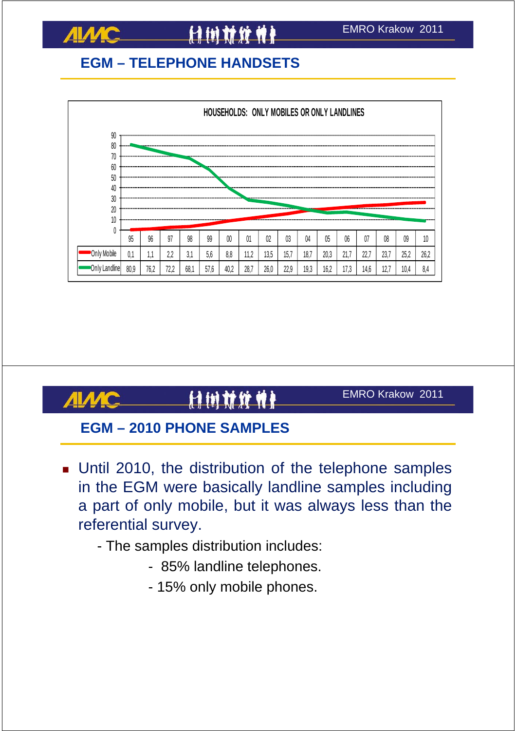## EGM – TELEPHONE HANDSETS

**HOUSEHOLDS: ONLY MOBILES OR ONLY LANDLINES**

| | 95 | 96 | 97 | 98 | 99 | 00 | 01 | 02 | 03 | 04 | 05 | 06 | 07 | 08 | 09 | 10 |
|---|---|---|---|---|---|---|---|---|---|---|---|---|---|---|---|---|
| Only Mobile | 0,1 | 1,1 | 2,2 | 3,1 | 5,6 | 8,8 | 11,2 | 13,5 | 15,7 | 18,7 | 20,3 | 21,7 | 22,7 | 23,7 | 25,2 | 26,2 |
| Only Landline | 80,9 | 76,2 | 72,2 | 68,1 | 57,6 | 40,2 | 28,7 | 26,0 | 22,9 | 19,3 | 16,2 | 17,3 | 14,6 | 12,7 | 10,4 | 8,4 |

## EGM – 2010 PHONE SAMPLES

- Until 2010, the distribution of the telephone samples in the EGM were basically landline samples including a part of only mobile, but it was always less than the referential survey.
  - The samples distribution includes:
    - 85% landline telephones.
    - 15% only mobile phones.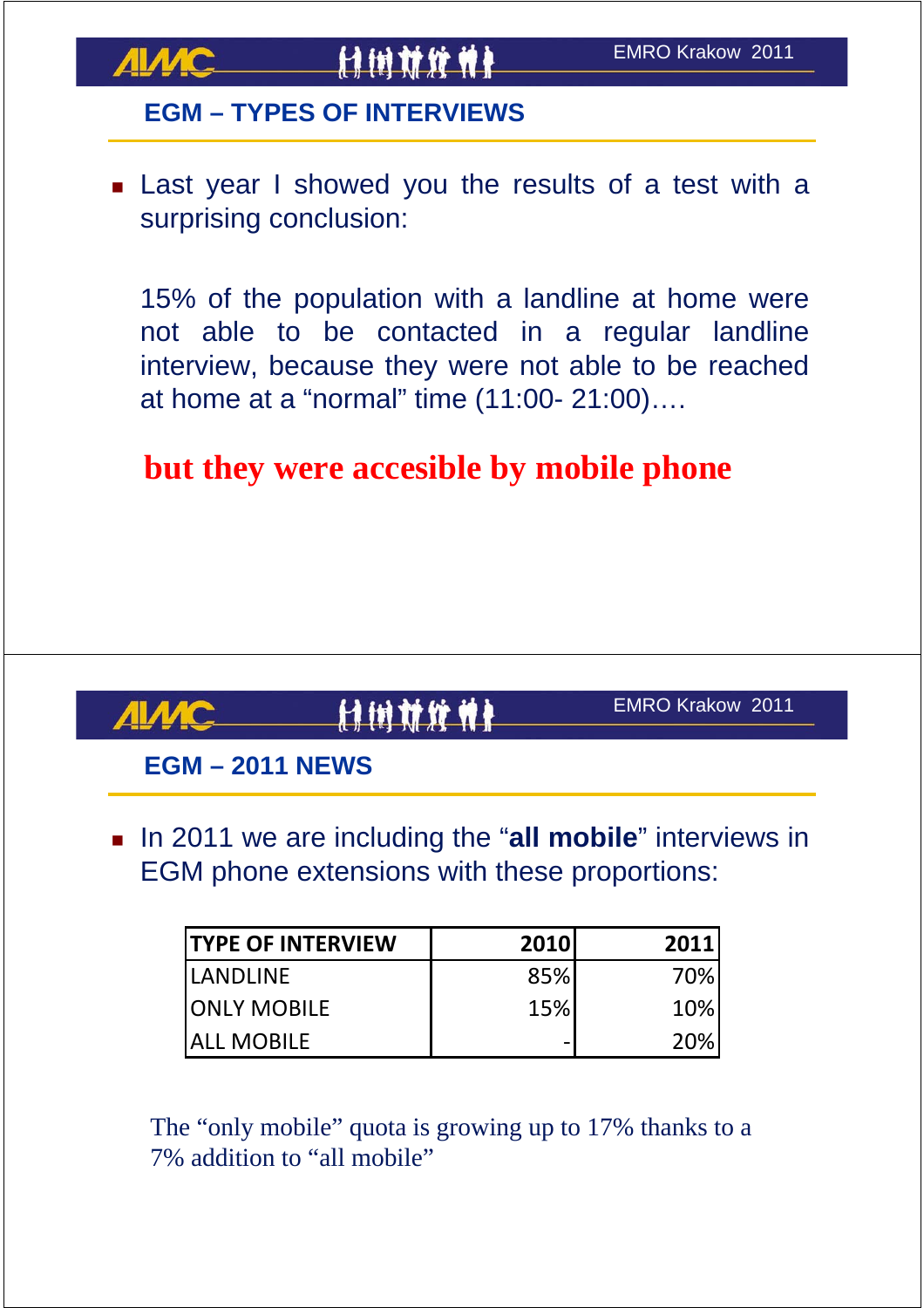## EGM – TYPES OF INTERVIEWS

- Last year I showed you the results of a test with a surprising conclusion:

  15% of the population with a landline at home were not able to be contacted in a regular landline interview, because they were not able to be reached at home at a “normal” time (11:00- 21:00)….

**but they were accesible by mobile phone**

## EGM – 2011 NEWS

- In 2011 we are including the “**all mobile**” interviews in EGM phone extensions with these proportions:

| TYPE OF INTERVIEW | 2010 | 2011 |
|---|---|---|
| LANDLINE | 85% | 70% |
| ONLY MOBILE | 15% | 10% |
| ALL MOBILE | - | 20% |

The “only mobile” quota is growing up to 17% thanks to a 7% addition to “all mobile”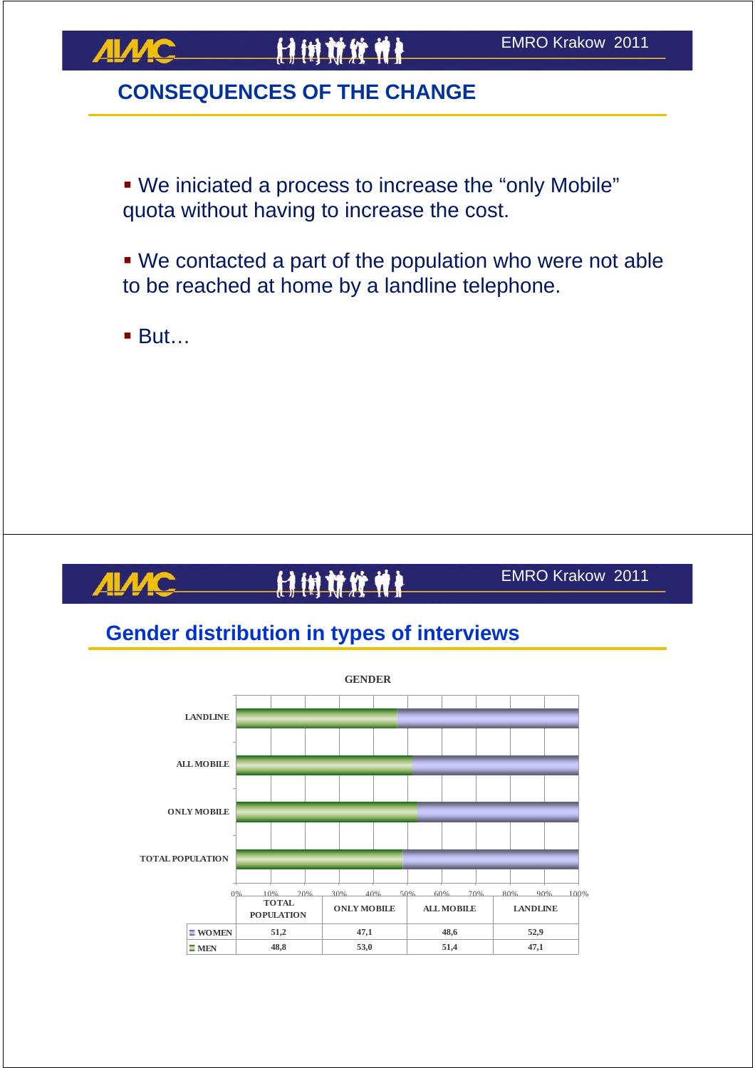## CONSEQUENCES OF THE CHANGE

- We iniciated a process to increase the "only Mobile" quota without having to increase the cost.
- We contacted a part of the population who were not able to be reached at home by a landline telephone.
- But…

## Gender distribution in types of interviews

GENDER

| | TOTAL POPULATION | ONLY MOBILE | ALL MOBILE | LANDLINE |
|---|---|---|---|---|
| WOMEN | 51,2 | 47,1 | 48,6 | 52,9 |
| MEN | 48,8 | 53,0 | 51,4 | 47,1 |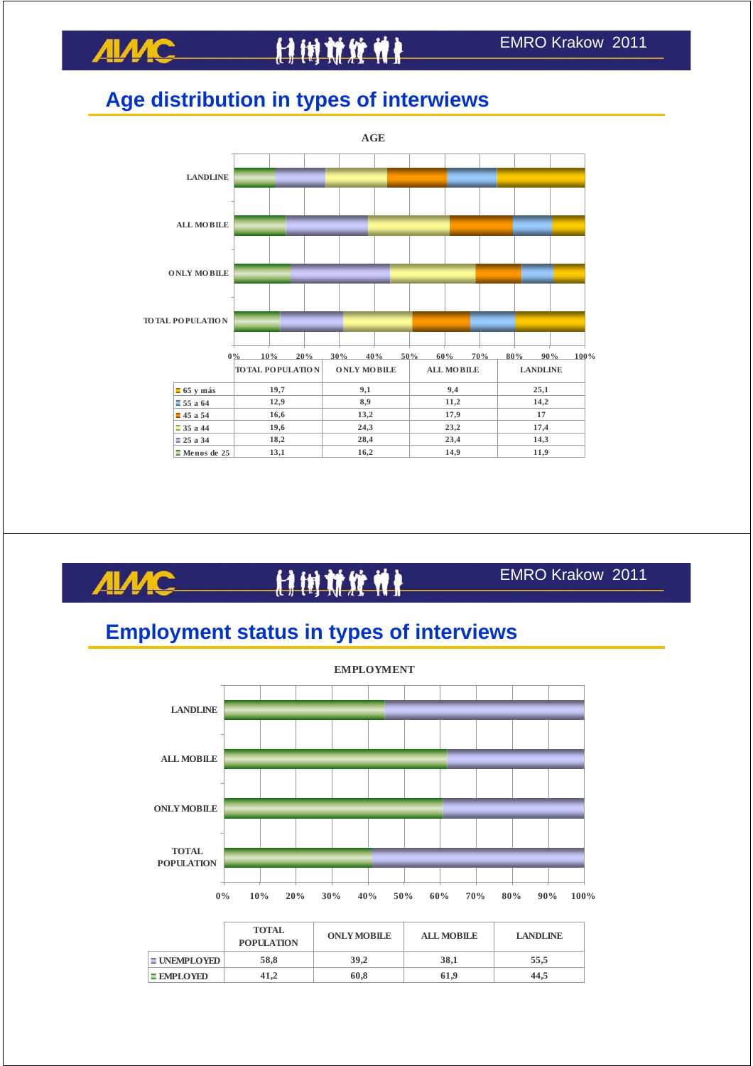## Age distribution in types of interwiews

**AGE**

|  | TOTAL POPULATION | ONLY MOBILE | ALL MOBILE | LANDLINE |
|---|---|---|---|---|
| 65 y más | 19,7 | 9,1 | 9,4 | 25,1 |
| 55 a 64 | 12,9 | 8,9 | 11,2 | 14,2 |
| 45 a 54 | 16,6 | 13,2 | 17,9 | 17 |
| 35 a 44 | 19,6 | 24,3 | 23,2 | 17,4 |
| 25 a 34 | 18,2 | 28,4 | 23,4 | 14,3 |
| Menos de 25 | 13,1 | 16,2 | 14,9 | 11,9 |

## Employment status in types of interwiews

**EMPLOYMENT**

|  | TOTAL POPULATION | ONLY MOBILE | ALL MOBILE | LANDLINE |
|---|---|---|---|---|
| UNEMPLOYED | 58,8 | 39,2 | 38,1 | 55,5 |
| EMPLOYED | 41,2 | 60,8 | 61,9 | 44,5 |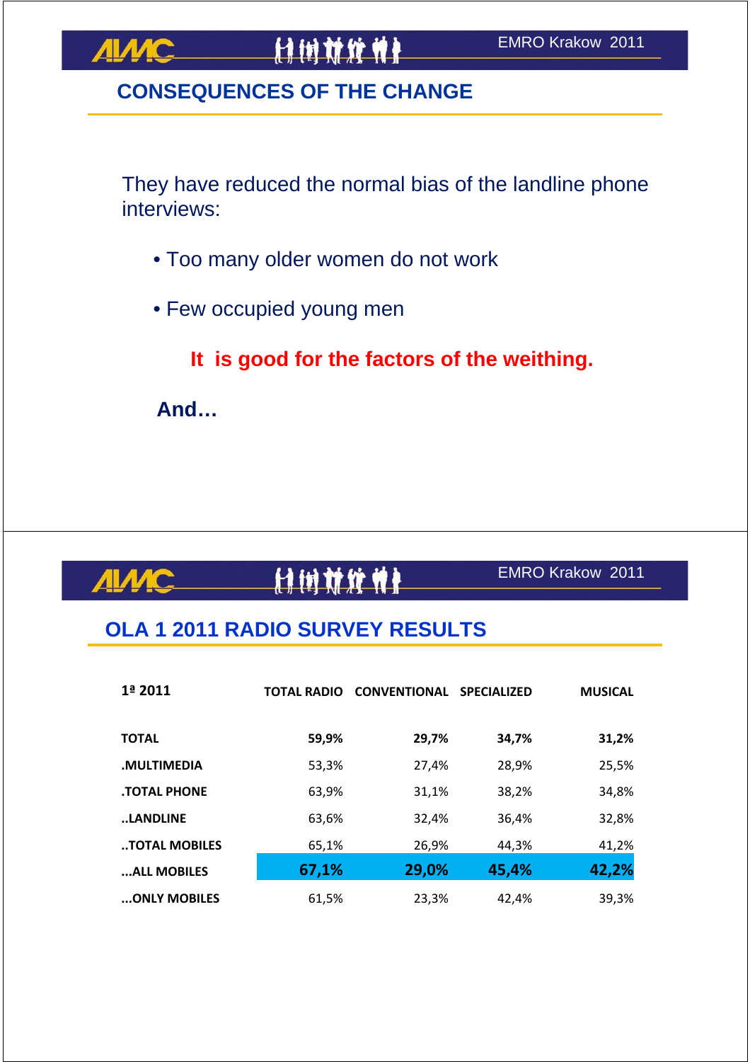## CONSEQUENCES OF THE CHANGE

They have reduced the normal bias of the landline phone interviews:

- Too many older women do not work
- Few occupied young men

**It is good for the factors of the weithing.**

**And…**

## OLA 1 2011 RADIO SURVEY RESULTS

| 1ª 2011 | TOTAL RADIO | CONVENTIONAL | SPECIALIZED | MUSICAL |
|---|---|---|---|---|
| **TOTAL** | **59,9%** | **29,7%** | **34,7%** | **31,2%** |
| **.MULTIMEDIA** | 53,3% | 27,4% | 28,9% | 25,5% |
| **.TOTAL PHONE** | 63,9% | 31,1% | 38,2% | 34,8% |
| **..LANDLINE** | 63,6% | 32,4% | 36,4% | 32,8% |
| **..TOTAL MOBILES** | 65,1% | 26,9% | 44,3% | 41,2% |
| **...ALL MOBILES** | **67,1%** | **29,0%** | **45,4%** | **42,2%** |
| **...ONLY MOBILES** | 61,5% | 23,3% | 42,4% | 39,3% |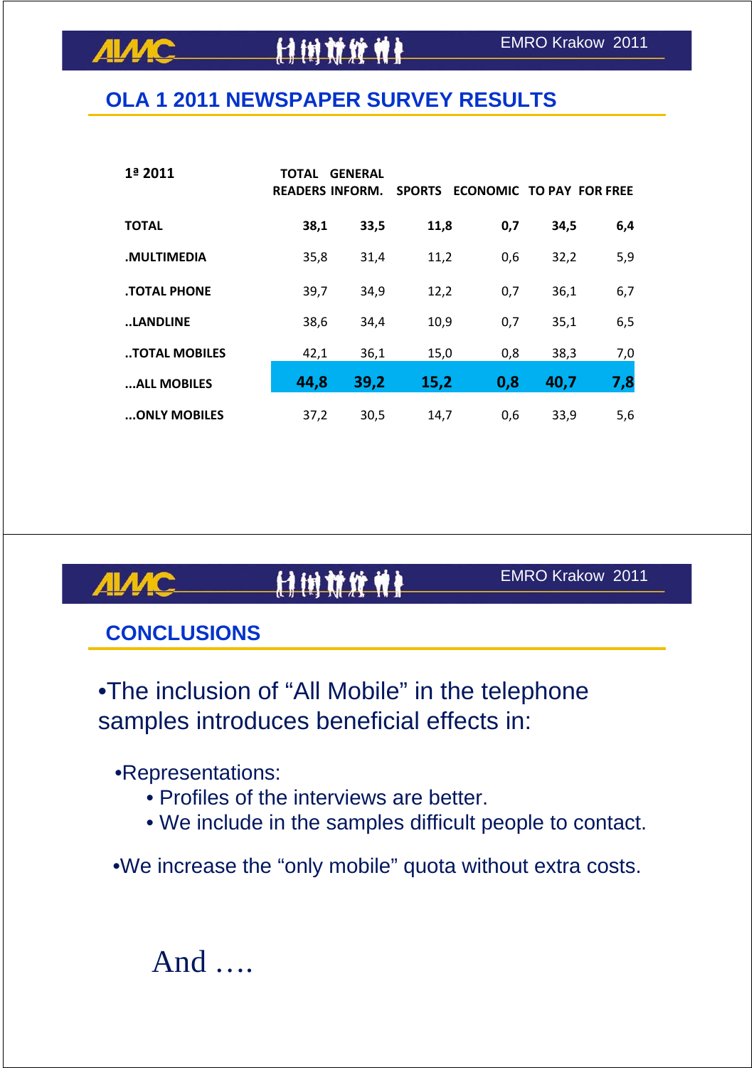## OLA 1 2011 NEWSPAPER SURVEY RESULTS

| 1ª 2011 | TOTAL READERS | GENERAL INFORM. | SPORTS | ECONOMIC | TO PAY | FOR FREE |
|---|---|---|---|---|---|---|
| **TOTAL** | **38,1** | **33,5** | **11,8** | **0,7** | **34,5** | **6,4** |
| **.MULTIMEDIA** | 35,8 | 31,4 | 11,2 | 0,6 | 32,2 | 5,9 |
| **.TOTAL PHONE** | 39,7 | 34,9 | 12,2 | 0,7 | 36,1 | 6,7 |
| **..LANDLINE** | 38,6 | 34,4 | 10,9 | 0,7 | 35,1 | 6,5 |
| **..TOTAL MOBILES** | 42,1 | 36,1 | 15,0 | 0,8 | 38,3 | 7,0 |
| **...ALL MOBILES** | **44,8** | **39,2** | **15,2** | **0,8** | **40,7** | **7,8** |
| **...ONLY MOBILES** | 37,2 | 30,5 | 14,7 | 0,6 | 33,9 | 5,6 |

## CONCLUSIONS

- The inclusion of "All Mobile" in the telephone samples introduces beneficial effects in:
  - Representations:
    - Profiles of the interviews are better.
    - We include in the samples difficult people to contact.
  - We increase the "only mobile" quota without extra costs.

And ….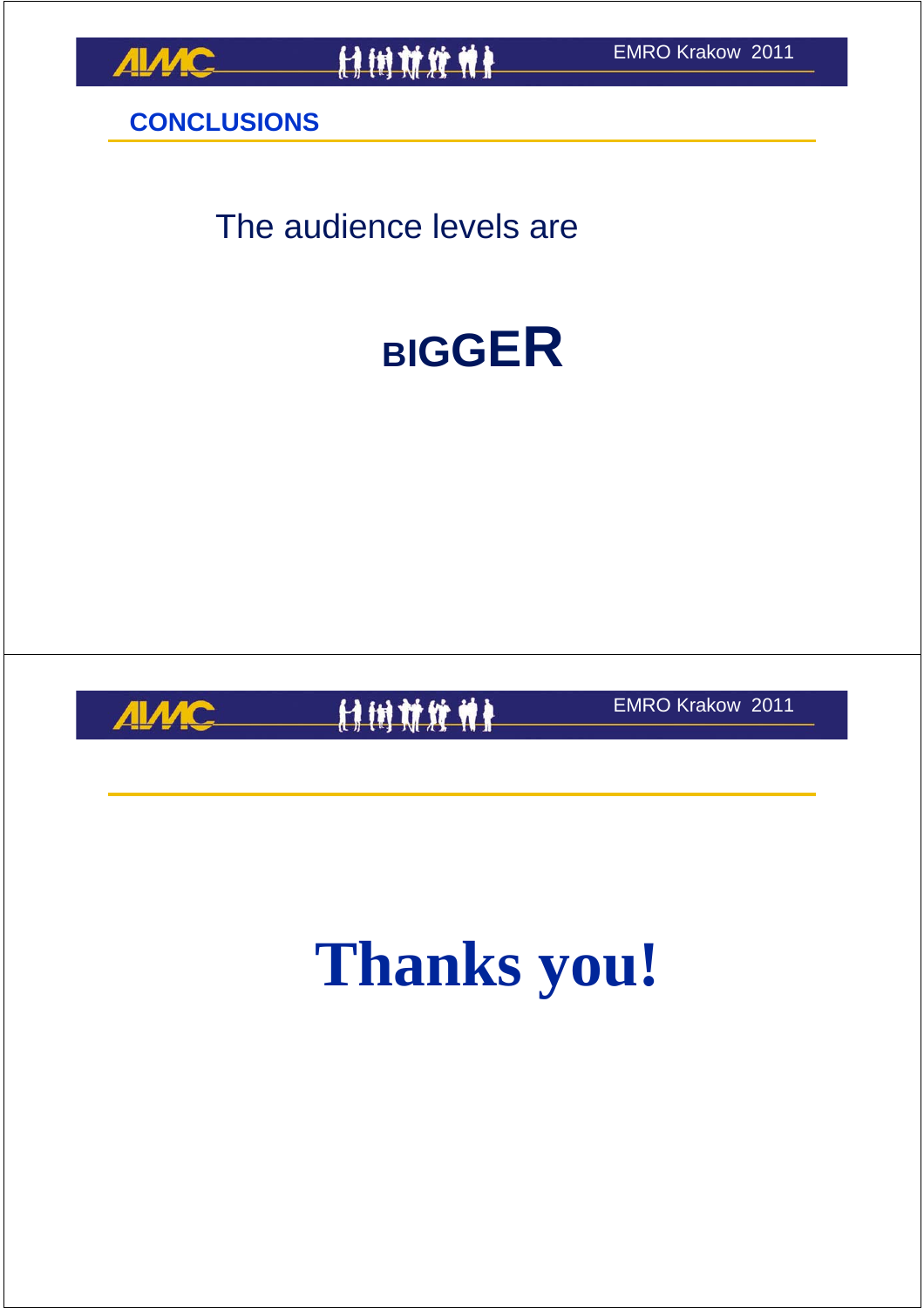## CONCLUSIONS

The audience levels are

**BIGGER**

# Thanks you!